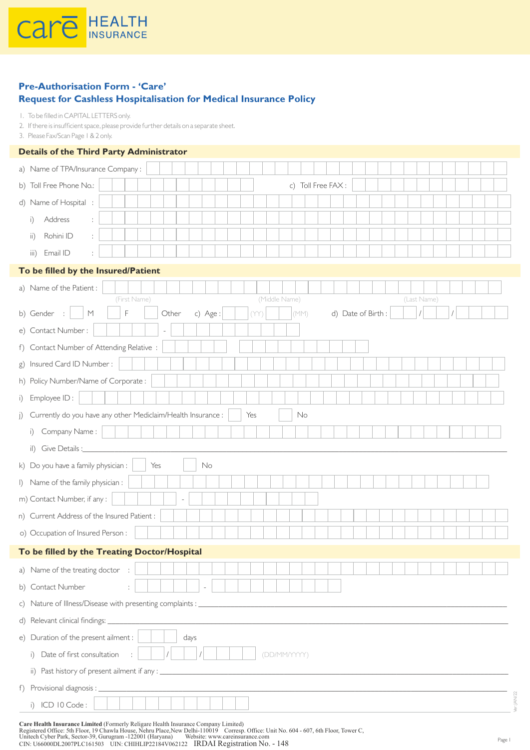care HEALTH INSURANCE

## Pre-Authorisation Form - 'Care'
## Request for Cashless Hospitalisation for Medical Insurance Policy

1. To be filled in CAPITAL LETTERS only.
2. If there is insufficient space, please provide further details on a separate sheet.
3. Please Fax/Scan Page 1 & 2 only.

### Details of the Third Party Administrator

a) Name of TPA/Insurance Company :

b) Toll Free Phone No.: c) Toll Free FAX :

d) Name of Hospital :

i) Address :

ii) Rohini ID :

iii) Email ID :

### To be filled by the Insured/Patient

a) Name of the Patient : (First Name) (Middle Name) (Last Name)

b) Gender : M F Other c) Age : (YY) (MM) d) Date of Birth : / /

e) Contact Number : -

f) Contact Number of Attending Relative :

g) Insured Card ID Number :

h) Policy Number/Name of Corporate :

i) Employee ID :

j) Currently do you have any other Mediclaim/Health Insurance : Yes No

i) Company Name :

ii) Give Details :

k) Do you have a family physician : Yes No

l) Name of the family physician :

m) Contact Number, if any : -

n) Current Address of the Insured Patient :

o) Occupation of Insured Person :

### To be filled by the Treating Doctor/Hospital

a) Name of the treating doctor :

b) Contact Number : -

c) Nature of Illness/Disease with presenting complaints :

d) Relevant clinical findings:

e) Duration of the present ailment : days

i) Date of first consultation : / / (DD/MM/YYYY)

ii) Past history of present ailment if any :

f) Provisional diagnosis :

i) ICD 10 Code :

Ver-JAN/22

**Care Health Insurance Limited** (Formerly Religare Health Insurance Company Limited)
Registered Office: 5th Floor, 19 Chawla House, Nehru Place,New Delhi-110019 Corresp. Office: Unit No. 604 - 607, 6th Floor, Tower C, Unitech Cyber Park, Sector-39, Gurugram -122001 (Haryana) Website: www.careinsurance.com
CIN: U66000DL2007PLC161503 UIN: CHIHLIP22184V062122 IRDAI Registration No. - 148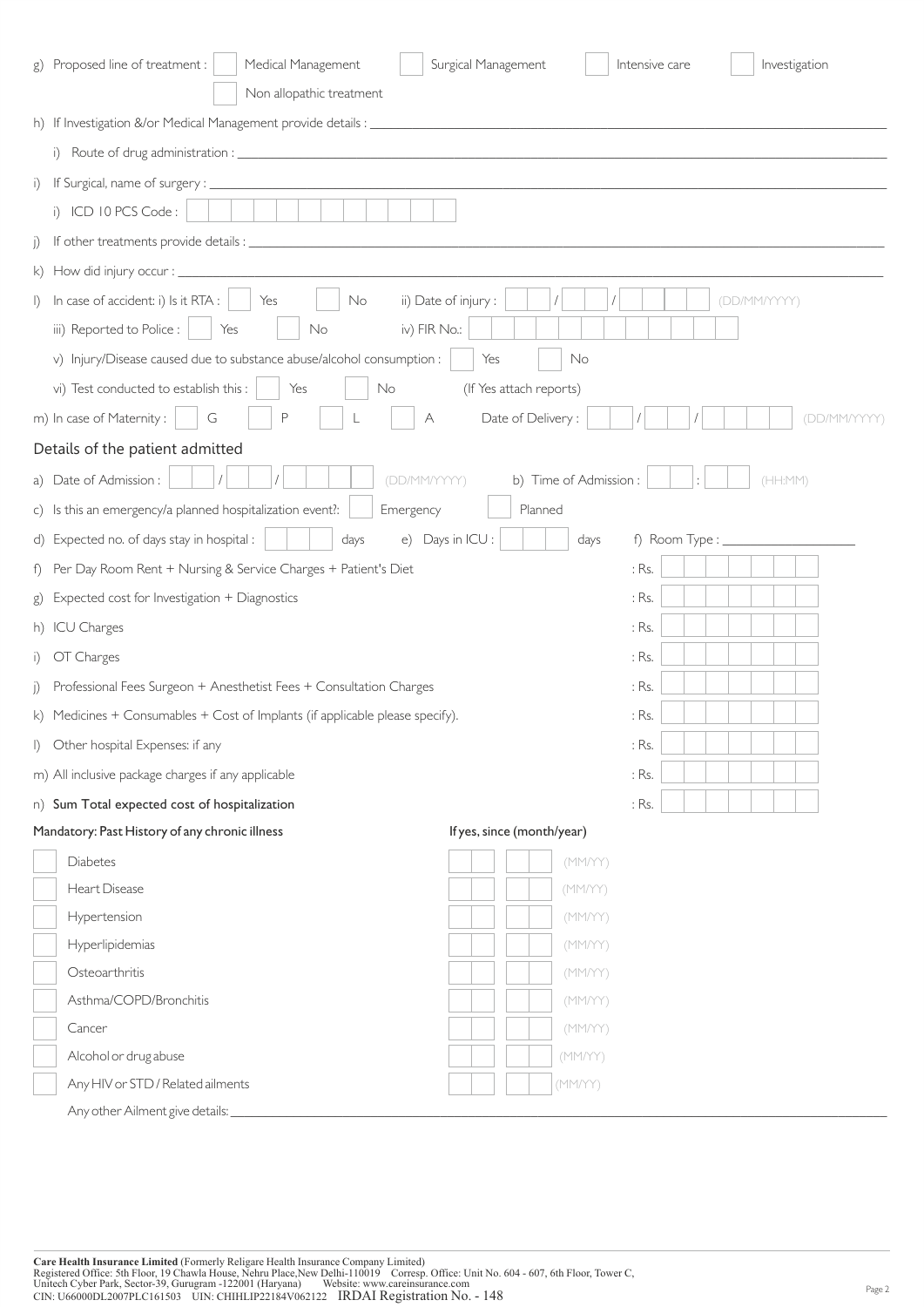g) Proposed line of treatment : ☐ Medical Management ☐ Surgical Management ☐ Intensive care ☐ Investigation ☐ Non allopathic treatment

h) If Investigation &/or Medical Management provide details : ______________________________

i) Route of drug administration : ______________________________

i) If Surgical, name of surgery : ______________________________

i) ICD 10 PCS Code : ☐☐☐☐☐☐☐☐☐☐☐☐

j) If other treatments provide details : ______________________________

k) How did injury occur : ______________________________

l) In case of accident: i) Is it RTA : ☐ Yes ☐ No ii) Date of injury : ☐☐ / ☐☐ / ☐☐☐☐ (DD/MM/YYYY)

iii) Reported to Police : ☐ Yes ☐ No iv) FIR No.: ☐☐☐☐☐☐☐☐☐☐☐☐

v) Injury/Disease caused due to substance abuse/alcohol consumption : ☐ Yes ☐ No

vi) Test conducted to establish this : ☐ Yes ☐ No (If Yes attach reports)

m) In case of Maternity : ☐ G ☐ P ☐ L ☐ A Date of Delivery : ☐☐ / ☐☐ / ☐☐☐☐ (DD/MM/YYYY)

## Details of the patient admitted

a) Date of Admission : ☐☐ / ☐☐ / ☐☐☐☐ (DD/MM/YYYY) b) Time of Admission : ☐☐ : ☐☐ (HH:MM)

c) Is this an emergency/a planned hospitalization event?: ☐ Emergency ☐ Planned

d) Expected no. of days stay in hospital : ☐☐☐ days e) Days in ICU : ☐☐☐ days f) Room Type : ____________

| | |
|---|---|
| f) Per Day Room Rent + Nursing & Service Charges + Patient's Diet | : Rs. |
| g) Expected cost for Investigation + Diagnostics | : Rs. |
| h) ICU Charges | : Rs. |
| i) OT Charges | : Rs. |
| j) Professional Fees Surgeon + Anesthetist Fees + Consultation Charges | : Rs. |
| k) Medicines + Consumables + Cost of Implants (if applicable please specify). | : Rs. |
| l) Other hospital Expenses: if any | : Rs. |
| m) All inclusive package charges if any applicable | : Rs. |
| n) **Sum Total expected cost of hospitalization** | : Rs. |

| Mandatory: Past History of any chronic illness | If yes, since (month/year) |
|---|---|
| ☐ Diabetes | (MM/YY) |
| ☐ Heart Disease | (MM/YY) |
| ☐ Hypertension | (MM/YY) |
| ☐ Hyperlipidemias | (MM/YY) |
| ☐ Osteoarthritis | (MM/YY) |
| ☐ Asthma/COPD/Bronchitis | (MM/YY) |
| ☐ Cancer | (MM/YY) |
| ☐ Alcohol or drug abuse | (MM/YY) |
| ☐ Any HIV or STD / Related ailments | (MM/YY) |

Any other Ailment give details: ______________________________

**Care Health Insurance Limited** (Formerly Religare Health Insurance Company Limited)
Registered Office: 5th Floor, 19 Chawla House, Nehru Place,New Delhi-110019 Corresp. Office: Unit No. 604 - 607, 6th Floor, Tower C, Unitech Cyber Park, Sector-39, Gurugram -122001 (Haryana) Website: www.careinsurance.com
CIN: U66000DL2007PLC161503 UIN: CHIHLIP22184V062122 IRDAI Registration No. - 148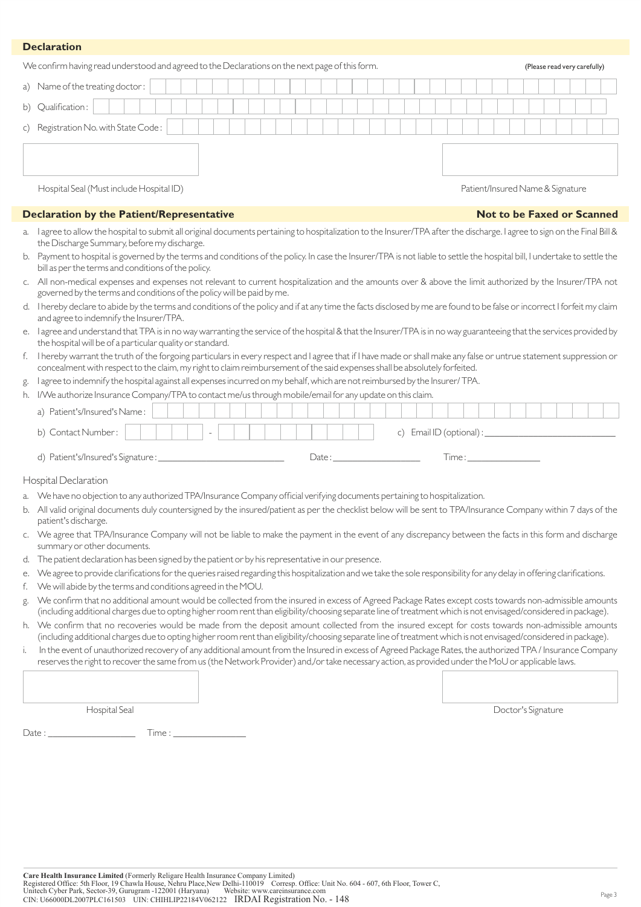## Declaration

We confirm having read understood and agreed to the Declarations on the next page of this form. (Please read very carefully)

a) Name of the treating doctor :

b) Qualification :

c) Registration No. with State Code :

Hospital Seal (Must include Hospital ID)

Patient/Insured Name & Signature

## Declaration by the Patient/Representative

**Not to be Faxed or Scanned**

a. I agree to allow the hospital to submit all original documents pertaining to hospitalization to the Insurer/TPA after the discharge. I agree to sign on the Final Bill & the Discharge Summary, before my discharge.
b. Payment to hospital is governed by the terms and conditions of the policy. In case the Insurer/TPA is not liable to settle the hospital bill, I undertake to settle the bill as per the terms and conditions of the policy.
c. All non-medical expenses and expenses not relevant to current hospitalization and the amounts over & above the limit authorized by the Insurer/TPA not governed by the terms and conditions of the policy will be paid by me.
d. I hereby declare to abide by the terms and conditions of the policy and if at any time the facts disclosed by me are found to be false or incorrect I forfeit my claim and agree to indemnify the Insurer/TPA.
e. I agree and understand that TPA is in no way warranting the service of the hospital & that the Insurer/TPA is in no way guaranteeing that the services provided by the hospital will be of a particular quality or standard.
f. I hereby warrant the truth of the forgoing particulars in every respect and I agree that if I have made or shall make any false or untrue statement suppression or concealment with respect to the claim, my right to claim reimbursement of the said expenses shall be absolutely forfeited.
g. I agree to indemnify the hospital against all expenses incurred on my behalf, which are not reimbursed by the Insurer/ TPA.
h. I/We authorize Insurance Company/TPA to contact me/us through mobile/email for any update on this claim.

a) Patient's/Insured's Name :

b) Contact Number : - c) Email ID (optional) : ____________________

d) Patient's/Insured's Signature : ____________________ Date : ______________ Time : ______________

Hospital Declaration

a. We have no objection to any authorized TPA/Insurance Company official verifying documents pertaining to hospitalization.
b. All valid original documents duly countersigned by the insured/patient as per the checklist below will be sent to TPA/Insurance Company within 7 days of the patient's discharge.
c. We agree that TPA/Insurance Company will not be liable to make the payment in the event of any discrepancy between the facts in this form and discharge summary or other documents.
d. The patient declaration has been signed by the patient or by his representative in our presence.
e. We agree to provide clarifications for the queries raised regarding this hospitalization and we take the sole responsibility for any delay in offering clarifications.
f. We will abide by the terms and conditions agreed in the MOU.
g. We confirm that no additional amount would be collected from the insured in excess of Agreed Package Rates except costs towards non-admissible amounts (including additional charges due to opting higher room rent than eligibility/choosing separate line of treatment which is not envisaged/considered in package).
h. We confirm that no recoveries would be made from the deposit amount collected from the insured except for costs towards non-admissible amounts (including additional charges due to opting higher room rent than eligibility/choosing separate line of treatment which is not envisaged/considered in package).
i. In the event of unauthorized recovery of any additional amount from the Insured in excess of Agreed Package Rates, the authorized TPA / Insurance Company reserves the right to recover the same from us (the Network Provider) and,/or take necessary action, as provided under the MoU or applicable laws.

Hospital Seal

Doctor's Signature

Date : ______________ Time : ______________

**Care Health Insurance Limited** (Formerly Religare Health Insurance Company Limited)
Registered Office: 5th Floor, 19 Chawla House, Nehru Place,New Delhi-110019 Corresp. Office: Unit No. 604 - 607, 6th Floor, Tower C, Unitech Cyber Park, Sector-39, Gurugram -122001 (Haryana) Website: www.careinsurance.com
CIN: U66000DL2007PLC161503 UIN: CHIHLIP22184V062122 IRDAI Registration No. - 148